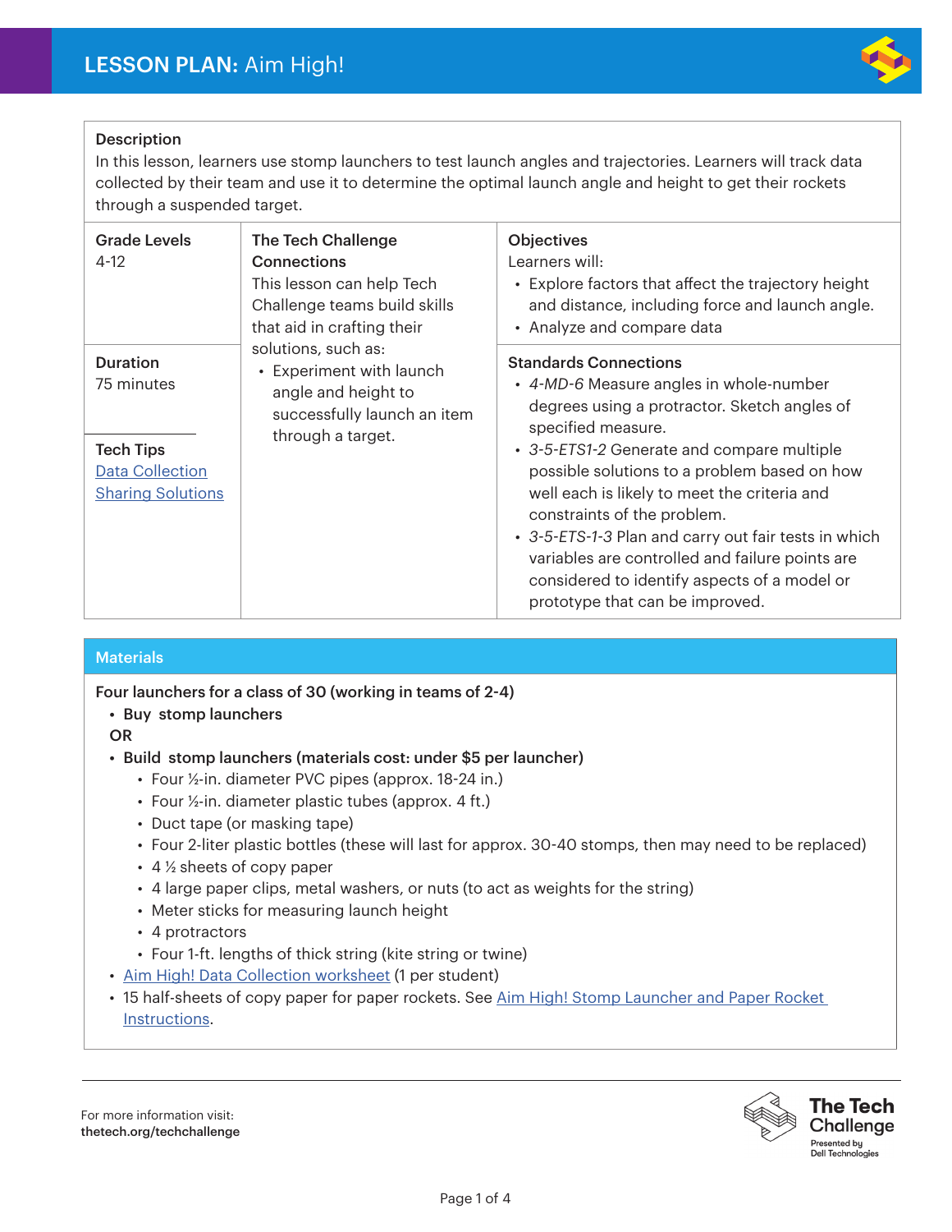# LESSON PLAN: Aim High!

**Description**

In this lesson, learners use stomp launchers to test launch angles and trajectories. Learners will track data collected by their team and use it to determine the optimal launch angle and height to get their rockets through a suspended target.

**Grade Levels**
4-12

**Duration**
75 minutes

**Tech Tips**
[Data Collection](#)
[Sharing Solutions](#)

**The Tech Challenge Connections**

This lesson can help Tech Challenge teams build skills that aid in crafting their solutions, such as:

- Experiment with launch angle and height to successfully launch an item through a target.

**Objectives**

Learners will:

- Explore factors that affect the trajectory height and distance, including force and launch angle.
- Analyze and compare data

**Standards Connections**

- *4-MD-6* Measure angles in whole-number degrees using a protractor. Sketch angles of specified measure.
- *3-5-ETS1-2* Generate and compare multiple possible solutions to a problem based on how well each is likely to meet the criteria and constraints of the problem.
- *3-5-ETS-1-3* Plan and carry out fair tests in which variables are controlled and failure points are considered to identify aspects of a model or prototype that can be improved.

## Materials

**Four launchers for a class of 30 (working in teams of 2-4)**

- **Buy stomp launchers**

**OR**

- **Build stomp launchers (materials cost: under $5 per launcher)**
  - Four ½-in. diameter PVC pipes (approx. 18-24 in.)
  - Four ½-in. diameter plastic tubes (approx. 4 ft.)
  - Duct tape (or masking tape)
  - Four 2-liter plastic bottles (these will last for approx. 30-40 stomps, then may need to be replaced)
  - 4 ½ sheets of copy paper
  - 4 large paper clips, metal washers, or nuts (to act as weights for the string)
  - Meter sticks for measuring launch height
  - 4 protractors
  - Four 1-ft. lengths of thick string (kite string or twine)
- [Aim High! Data Collection worksheet](#) (1 per student)
- 15 half-sheets of copy paper for paper rockets. See [Aim High! Stomp Launcher and Paper Rocket Instructions](#).

For more information visit:
thetech.org/techchallenge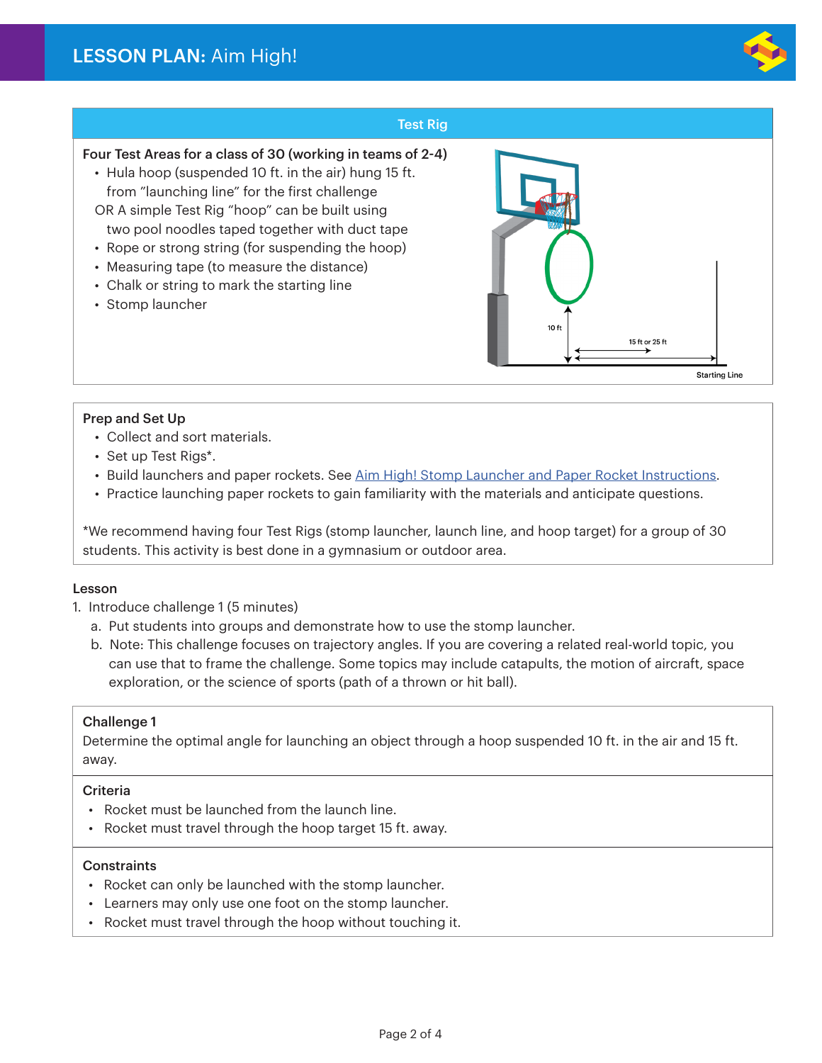# LESSON PLAN: Aim High!

## Test Rig

**Four Test Areas for a class of 30 (working in teams of 2-4)**

- Hula hoop (suspended 10 ft. in the air) hung 15 ft. from "launching line" for the first challenge
  OR A simple Test Rig "hoop" can be built using two pool noodles taped together with duct tape
- Rope or strong string (for suspending the hoop)
- Measuring tape (to measure the distance)
- Chalk or string to mark the starting line
- Stomp launcher

10 ft

15 ft or 25 ft

Starting Line

## Prep and Set Up

- Collect and sort materials.
- Set up Test Rigs*.
- Build launchers and paper rockets. See Aim High! Stomp Launcher and Paper Rocket Instructions.
- Practice launching paper rockets to gain familiarity with the materials and anticipate questions.

*We recommend having four Test Rigs (stomp launcher, launch line, and hoop target) for a group of 30 students. This activity is best done in a gymnasium or outdoor area.

## Lesson

1. Introduce challenge 1 (5 minutes)
   a. Put students into groups and demonstrate how to use the stomp launcher.
   b. Note: This challenge focuses on trajectory angles. If you are covering a related real-world topic, you can use that to frame the challenge. Some topics may include catapults, the motion of aircraft, space exploration, or the science of sports (path of a thrown or hit ball).

### Challenge 1

Determine the optimal angle for launching an object through a hoop suspended 10 ft. in the air and 15 ft. away.

### Criteria

- Rocket must be launched from the launch line.
- Rocket must travel through the hoop target 15 ft. away.

### Constraints

- Rocket can only be launched with the stomp launcher.
- Learners may only use one foot on the stomp launcher.
- Rocket must travel through the hoop without touching it.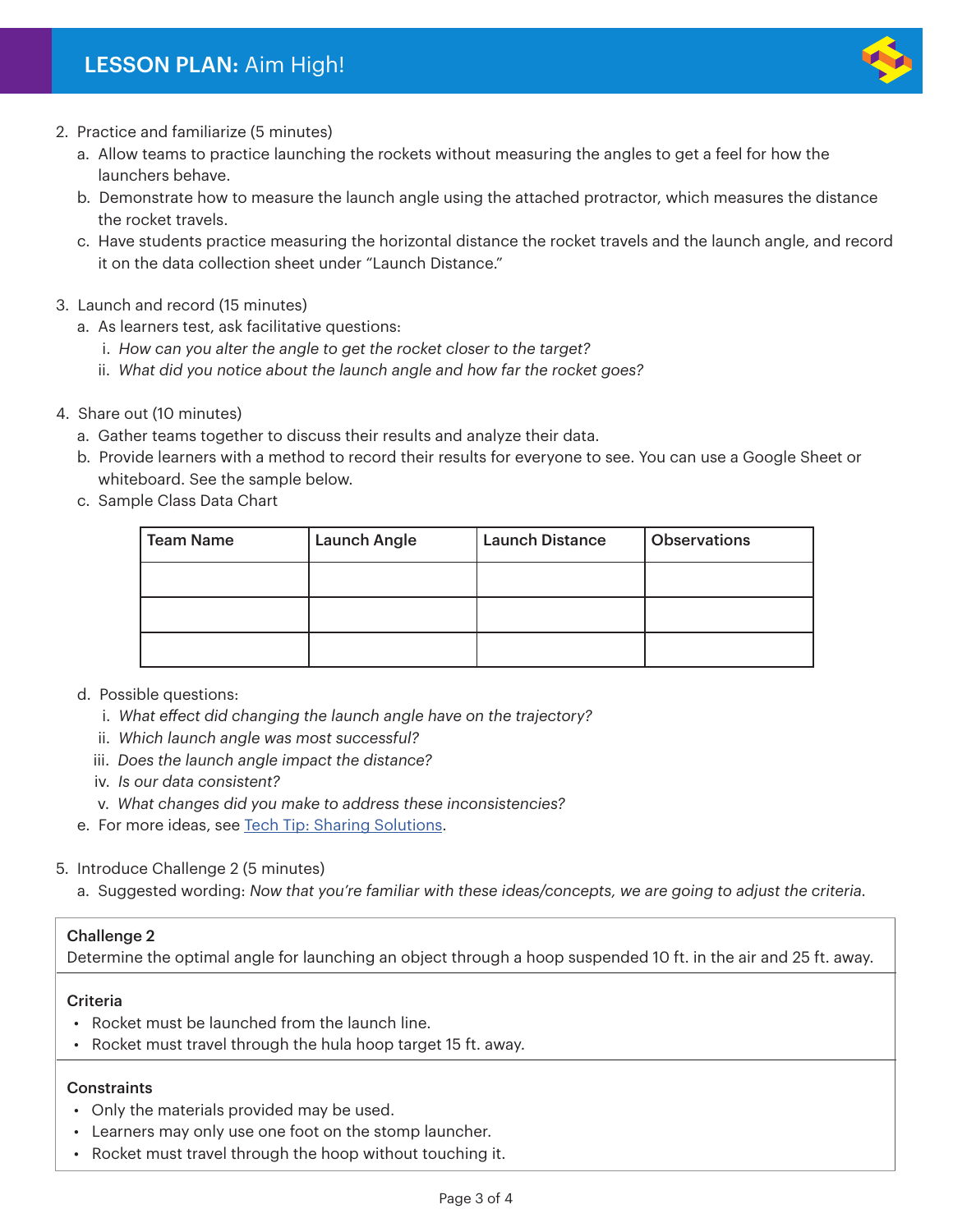2. Practice and familiarize (5 minutes)
   a. Allow teams to practice launching the rockets without measuring the angles to get a feel for how the launchers behave.
   b. Demonstrate how to measure the launch angle using the attached protractor, which measures the distance the rocket travels.
   c. Have students practice measuring the horizontal distance the rocket travels and the launch angle, and record it on the data collection sheet under "Launch Distance."

3. Launch and record (15 minutes)
   a. As learners test, ask facilitative questions:
      i. *How can you alter the angle to get the rocket closer to the target?*
      ii. *What did you notice about the launch angle and how far the rocket goes?*

4. Share out (10 minutes)
   a. Gather teams together to discuss their results and analyze their data.
   b. Provide learners with a method to record their results for everyone to see. You can use a Google Sheet or whiteboard. See the sample below.
   c. Sample Class Data Chart

| Team Name | Launch Angle | Launch Distance | Observations |
|---|---|---|---|
| | | | |
| | | | |
| | | | |

   d. Possible questions:
      i. *What effect did changing the launch angle have on the trajectory?*
      ii. *Which launch angle was most successful?*
      iii. *Does the launch angle impact the distance?*
      iv. *Is our data consistent?*
      v. *What changes did you make to address these inconsistencies?*
   e. For more ideas, see Tech Tip: Sharing Solutions.

5. Introduce Challenge 2 (5 minutes)
   a. Suggested wording: *Now that you're familiar with these ideas/concepts, we are going to adjust the criteria.*

**Challenge 2**

Determine the optimal angle for launching an object through a hoop suspended 10 ft. in the air and 25 ft. away.

**Criteria**

- Rocket must be launched from the launch line.
- Rocket must travel through the hula hoop target 15 ft. away.

**Constraints**

- Only the materials provided may be used.
- Learners may only use one foot on the stomp launcher.
- Rocket must travel through the hoop without touching it.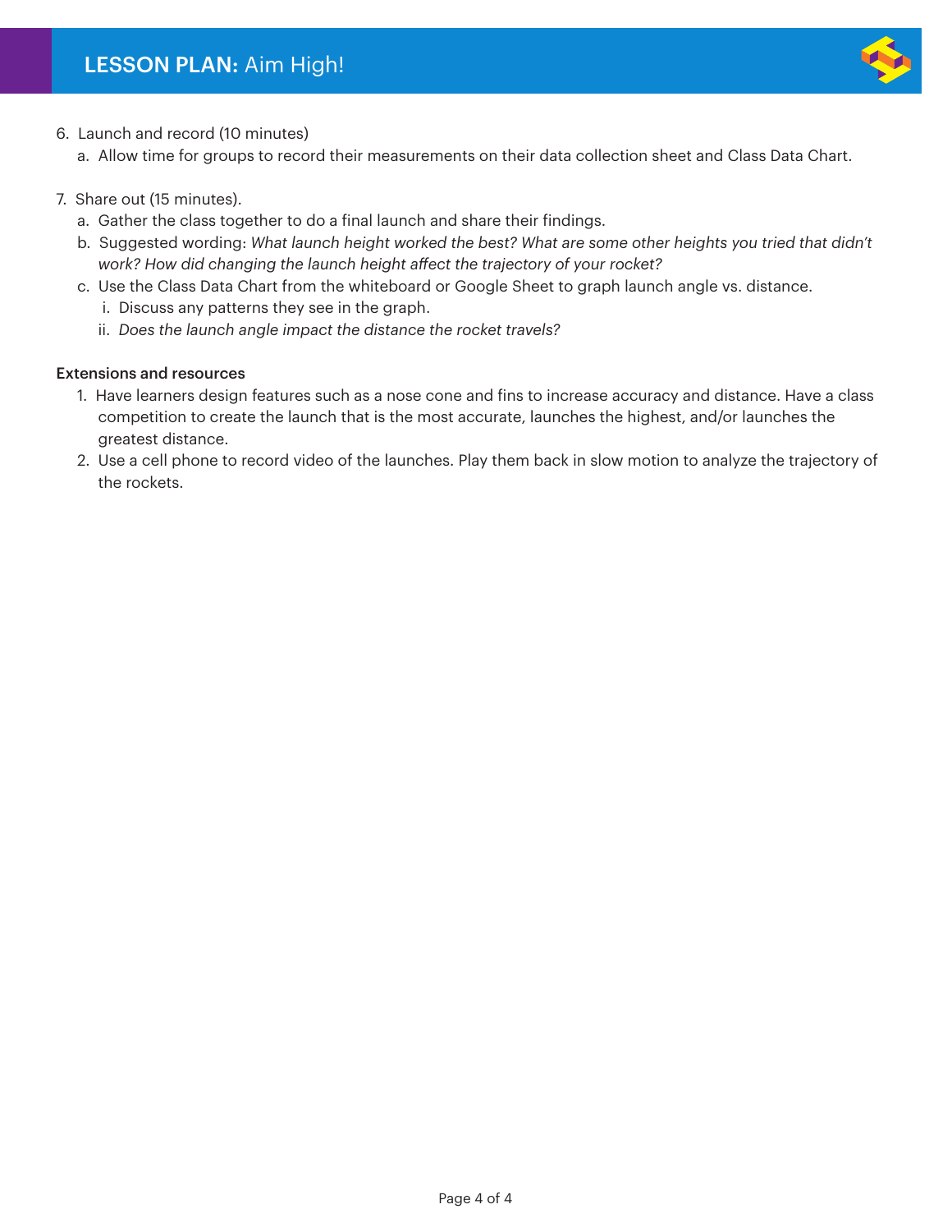6. Launch and record (10 minutes)
   a. Allow time for groups to record their measurements on their data collection sheet and Class Data Chart.

7. Share out (15 minutes).
   a. Gather the class together to do a final launch and share their findings.
   b. Suggested wording: *What launch height worked the best? What are some other heights you tried that didn't work? How did changing the launch height affect the trajectory of your rocket?*
   c. Use the Class Data Chart from the whiteboard or Google Sheet to graph launch angle vs. distance.
      i. Discuss any patterns they see in the graph.
      ii. *Does the launch angle impact the distance the rocket travels?*

### Extensions and resources

1. Have learners design features such as a nose cone and fins to increase accuracy and distance. Have a class competition to create the launch that is the most accurate, launches the highest, and/or launches the greatest distance.
2. Use a cell phone to record video of the launches. Play them back in slow motion to analyze the trajectory of the rockets.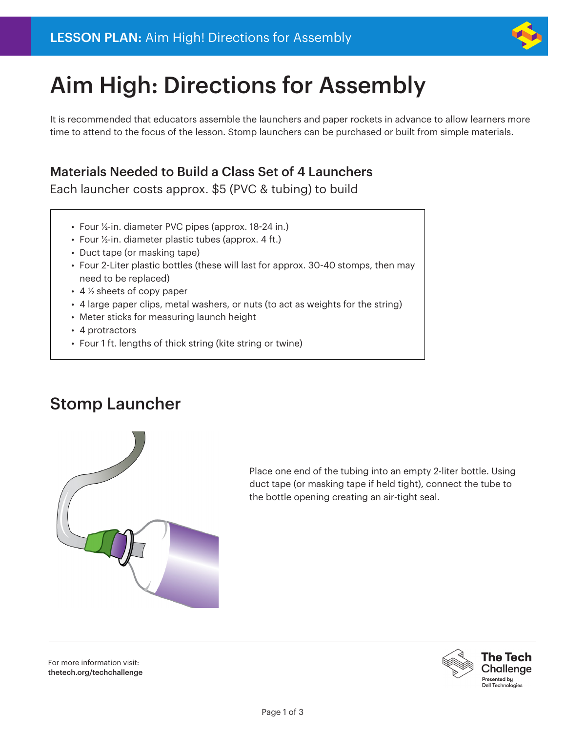# Aim High: Directions for Assembly

It is recommended that educators assemble the launchers and paper rockets in advance to allow learners more time to attend to the focus of the lesson. Stomp launchers can be purchased or built from simple materials.

### Materials Needed to Build a Class Set of 4 Launchers

Each launcher costs approx. $5 (PVC & tubing) to build

- Four ½-in. diameter PVC pipes (approx. 18-24 in.)
- Four ½-in. diameter plastic tubes (approx. 4 ft.)
- Duct tape (or masking tape)
- Four 2-Liter plastic bottles (these will last for approx. 30-40 stomps, then may need to be replaced)
- 4 ½ sheets of copy paper
- 4 large paper clips, metal washers, or nuts (to act as weights for the string)
- Meter sticks for measuring launch height
- 4 protractors
- Four 1 ft. lengths of thick string (kite string or twine)

## Stomp Launcher

Place one end of the tubing into an empty 2-liter bottle. Using duct tape (or masking tape if held tight), connect the tube to the bottle opening creating an air-tight seal.

For more information visit:
**thetech.org/techchallenge**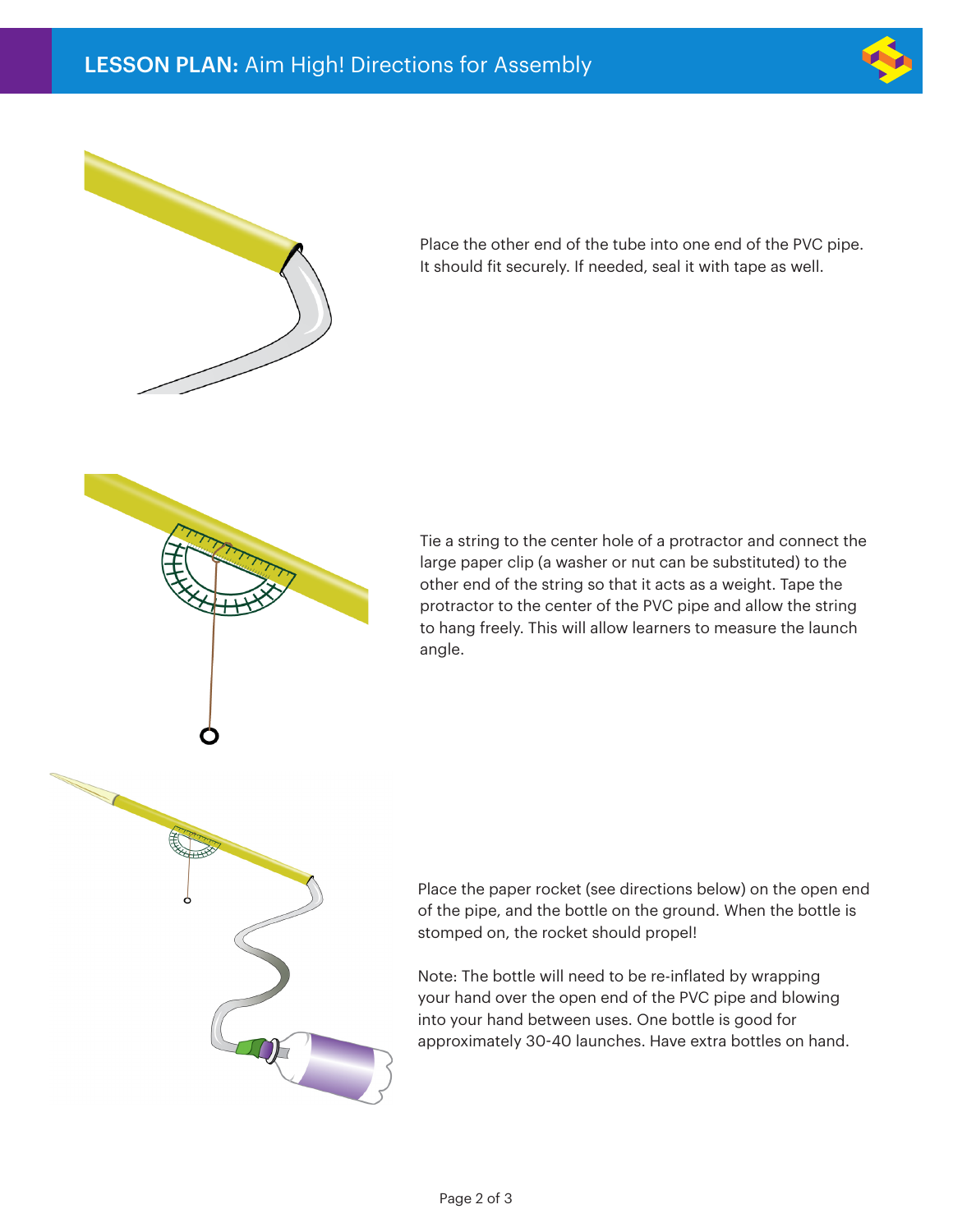Place the other end of the tube into one end of the PVC pipe. It should fit securely. If needed, seal it with tape as well.

Tie a string to the center hole of a protractor and connect the large paper clip (a washer or nut can be substituted) to the other end of the string so that it acts as a weight. Tape the protractor to the center of the PVC pipe and allow the string to hang freely. This will allow learners to measure the launch angle.

Place the paper rocket (see directions below) on the open end of the pipe, and the bottle on the ground. When the bottle is stomped on, the rocket should propel!

Note: The bottle will need to be re-inflated by wrapping your hand over the open end of the PVC pipe and blowing into your hand between uses. One bottle is good for approximately 30-40 launches. Have extra bottles on hand.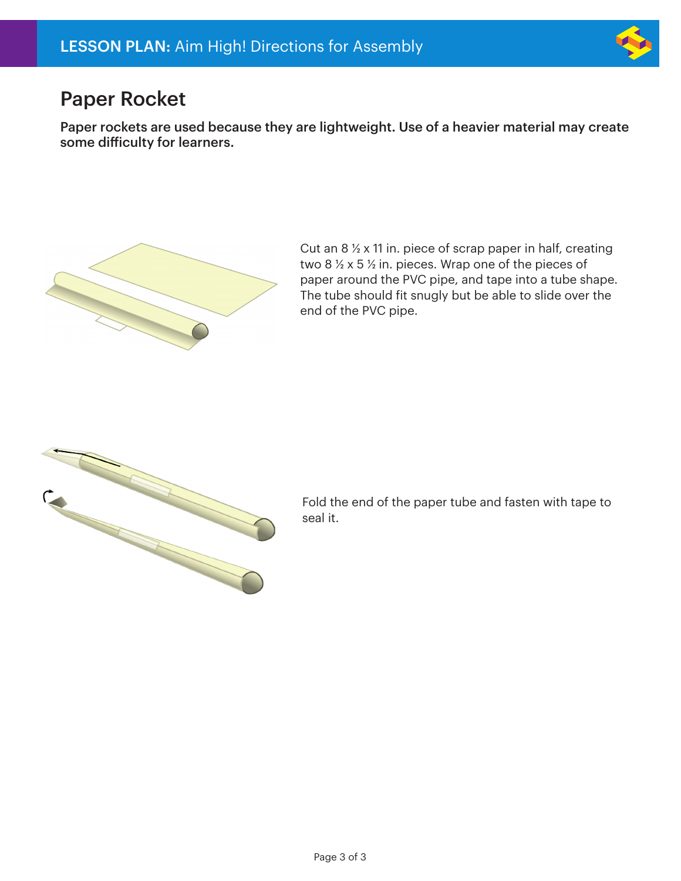# Paper Rocket

**Paper rockets are used because they are lightweight. Use of a heavier material may create some difficulty for learners.**

Cut an 8 ½ x 11 in. piece of scrap paper in half, creating two 8 ½ x 5 ½ in. pieces. Wrap one of the pieces of paper around the PVC pipe, and tape into a tube shape. The tube should fit snugly but be able to slide over the end of the PVC pipe.

Fold the end of the paper tube and fasten with tape to seal it.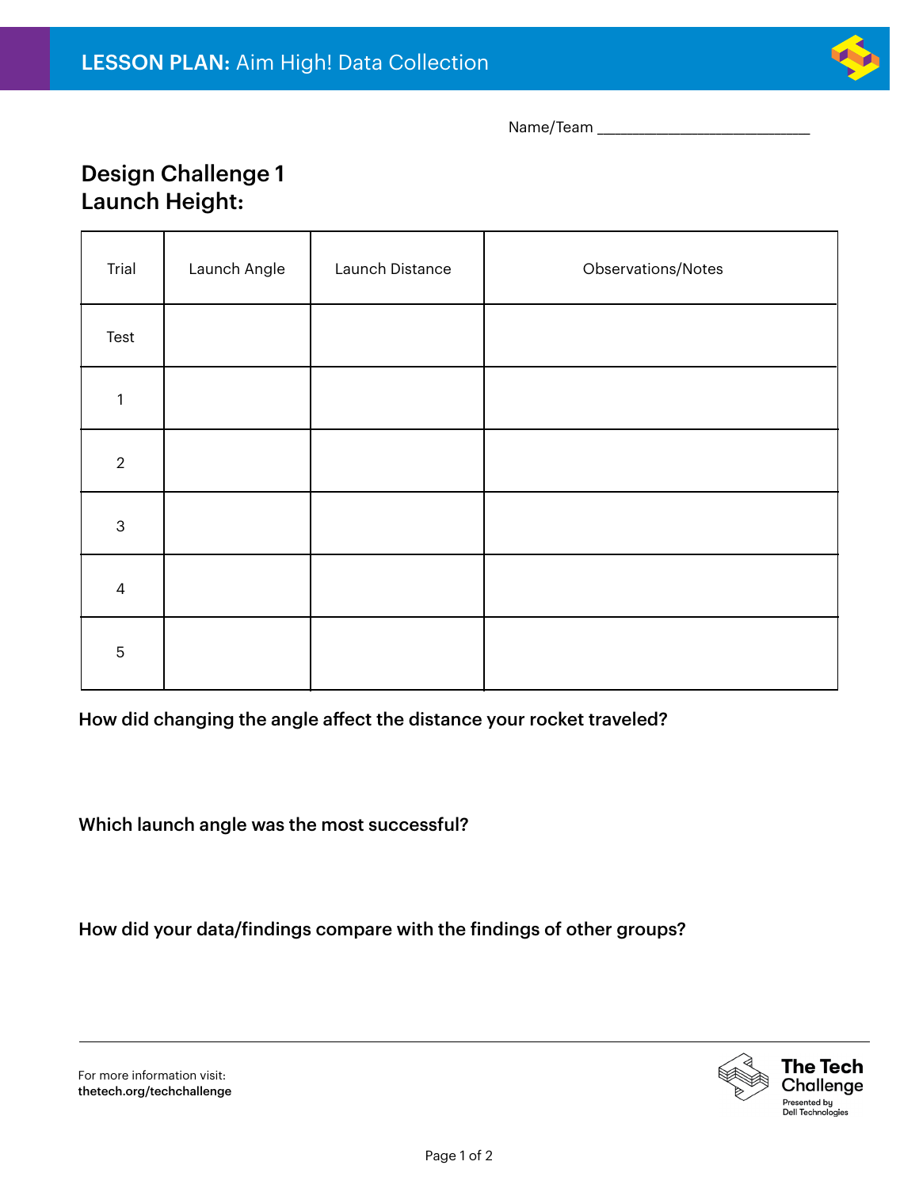**LESSON PLAN:** Aim High! Data Collection

Name/Team ___________________________

## Design Challenge 1
## Launch Height:

| Trial | Launch Angle | Launch Distance | Observations/Notes |
|---|---|---|---|
| Test | | | |
| 1 | | | |
| 2 | | | |
| 3 | | | |
| 4 | | | |
| 5 | | | |

**How did changing the angle affect the distance your rocket traveled?**

**Which launch angle was the most successful?**

**How did your data/findings compare with the findings of other groups?**

For more information visit:
**thetech.org/techchallenge**

**The Tech Challenge**
Presented by Dell Technologies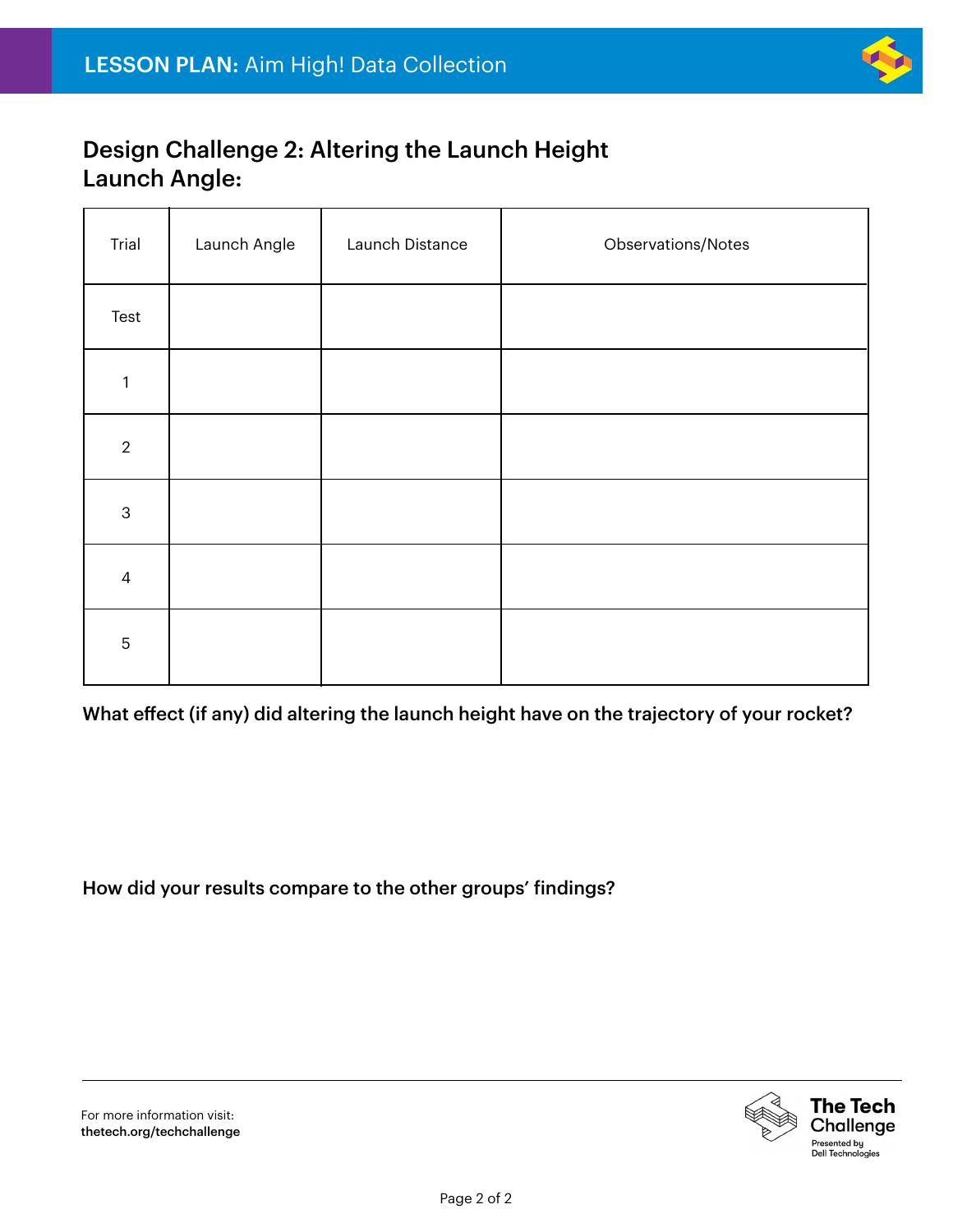**LESSON PLAN:** Aim High! Data Collection

## Design Challenge 2: Altering the Launch Height

## Launch Angle:

| Trial | Launch Angle | Launch Distance | Observations/Notes |
|---|---|---|---|
| Test | | | |
| 1 | | | |
| 2 | | | |
| 3 | | | |
| 4 | | | |
| 5 | | | |

**What effect (if any) did altering the launch height have on the trajectory of your rocket?**

**How did your results compare to the other groups' findings?**

For more information visit:
**thetech.org/techchallenge**

**The Tech Challenge**
Presented by Dell Technologies